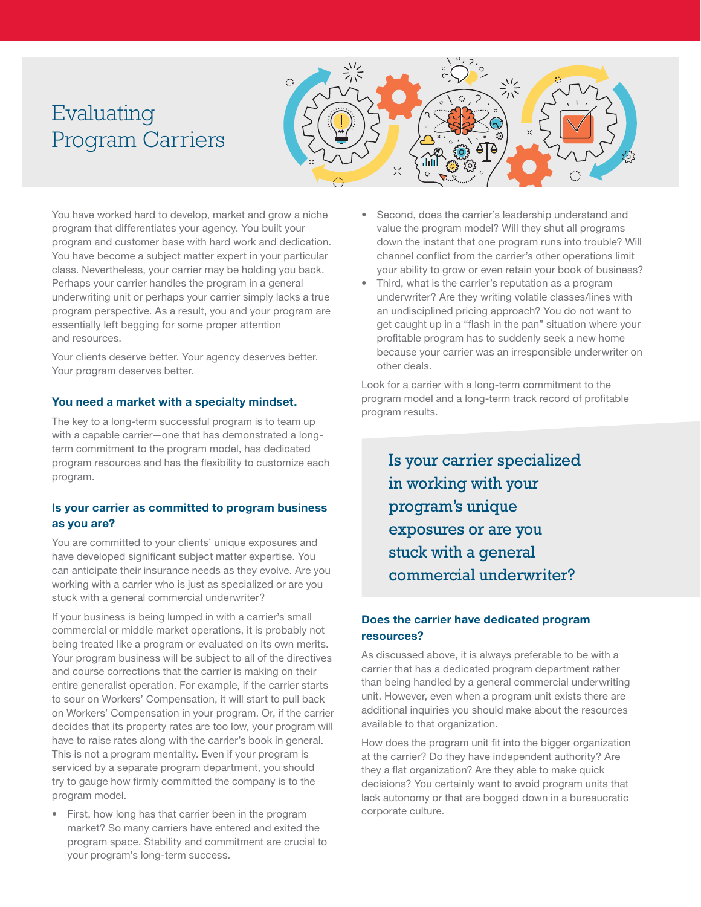# Evaluating Program Carriers

You have worked hard to develop, market and grow a niche program that differentiates your agency. You built your program and customer base with hard work and dedication. You have become a subject matter expert in your particular class. Nevertheless, your carrier may be holding you back. Perhaps your carrier handles the program in a general underwriting unit or perhaps your carrier simply lacks a true program perspective. As a result, you and your program are essentially left begging for some proper attention and resources.

Your clients deserve better. Your agency deserves better. Your program deserves better.

### You need a market with a specialty mindset.

The key to a long-term successful program is to team up with a capable carrier—one that has demonstrated a long-term commitment to the program model, has dedicated program resources and has the flexibility to customize each program.

### Is your carrier as committed to program business as you are?

You are committed to your clients' unique exposures and have developed significant subject matter expertise. You can anticipate their insurance needs as they evolve. Are you working with a carrier who is just as specialized or are you stuck with a general commercial underwriter?

If your business is being lumped in with a carrier's small commercial or middle market operations, it is probably not being treated like a program or evaluated on its own merits. Your program business will be subject to all of the directives and course corrections that the carrier is making on their entire generalist operation. For example, if the carrier starts to sour on Workers' Compensation, it will start to pull back on Workers' Compensation in your program. Or, if the carrier decides that its property rates are too low, your program will have to raise rates along with the carrier's book in general. This is not a program mentality. Even if your program is serviced by a separate program department, you should try to gauge how firmly committed the company is to the program model.

- First, how long has that carrier been in the program market? So many carriers have entered and exited the program space. Stability and commitment are crucial to your program's long-term success.
- Second, does the carrier's leadership understand and value the program model? Will they shut all programs down the instant that one program runs into trouble? Will channel conflict from the carrier's other operations limit your ability to grow or even retain your book of business?
- Third, what is the carrier's reputation as a program underwriter? Are they writing volatile classes/lines with an undisciplined pricing approach? You do not want to get caught up in a "flash in the pan" situation where your profitable program has to suddenly seek a new home because your carrier was an irresponsible underwriter on other deals.

Look for a carrier with a long-term commitment to the program model and a long-term track record of profitable program results.

> Is your carrier specialized in working with your program's unique exposures or are you stuck with a general commercial underwriter?

### Does the carrier have dedicated program resources?

As discussed above, it is always preferable to be with a carrier that has a dedicated program department rather than being handled by a general commercial underwriting unit. However, even when a program unit exists there are additional inquiries you should make about the resources available to that organization.

How does the program unit fit into the bigger organization at the carrier? Do they have independent authority? Are they a flat organization? Are they able to make quick decisions? You certainly want to avoid program units that lack autonomy or that are bogged down in a bureaucratic corporate culture.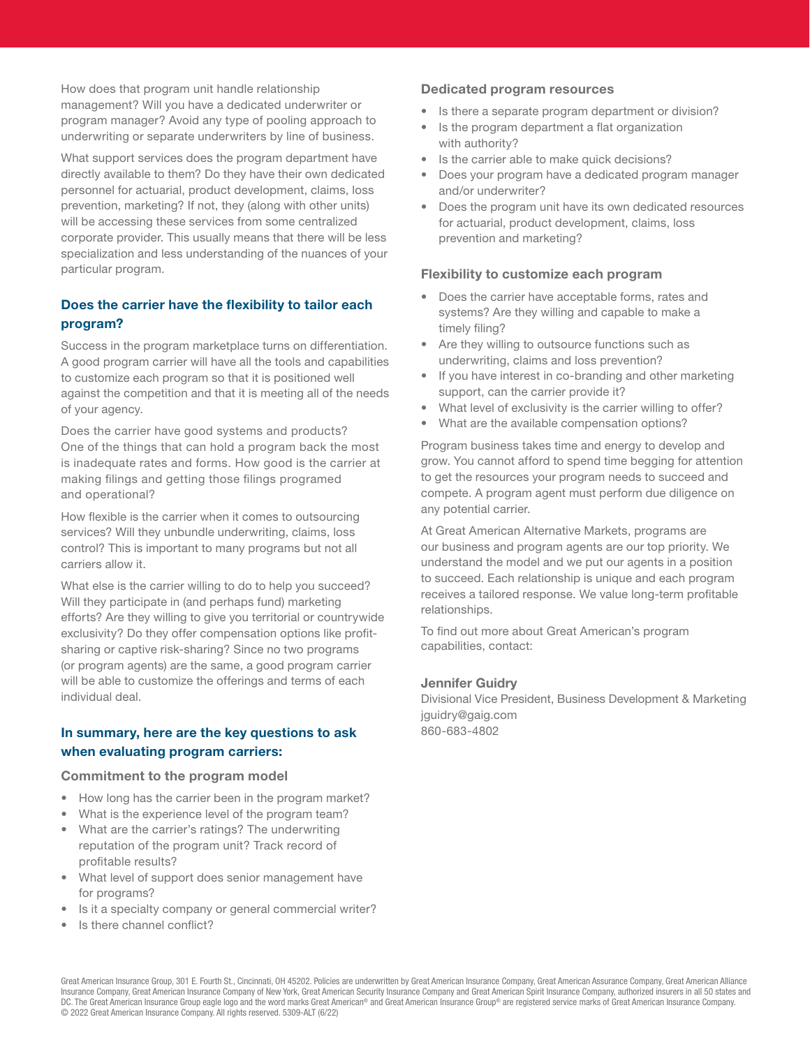How does that program unit handle relationship management? Will you have a dedicated underwriter or program manager? Avoid any type of pooling approach to underwriting or separate underwriters by line of business.

What support services does the program department have directly available to them? Do they have their own dedicated personnel for actuarial, product development, claims, loss prevention, marketing? If not, they (along with other units) will be accessing these services from some centralized corporate provider. This usually means that there will be less specialization and less understanding of the nuances of your particular program.

## Does the carrier have the flexibility to tailor each program?

Success in the program marketplace turns on differentiation. A good program carrier will have all the tools and capabilities to customize each program so that it is positioned well against the competition and that it is meeting all of the needs of your agency.

Does the carrier have good systems and products? One of the things that can hold a program back the most is inadequate rates and forms. How good is the carrier at making filings and getting those filings programed and operational?

How flexible is the carrier when it comes to outsourcing services? Will they unbundle underwriting, claims, loss control? This is important to many programs but not all carriers allow it.

What else is the carrier willing to do to help you succeed? Will they participate in (and perhaps fund) marketing efforts? Are they willing to give you territorial or countrywide exclusivity? Do they offer compensation options like profit-sharing or captive risk-sharing? Since no two programs (or program agents) are the same, a good program carrier will be able to customize the offerings and terms of each individual deal.

## In summary, here are the key questions to ask when evaluating program carriers:

### Commitment to the program model

- How long has the carrier been in the program market?
- What is the experience level of the program team?
- What are the carrier's ratings? The underwriting reputation of the program unit? Track record of profitable results?
- What level of support does senior management have for programs?
- Is it a specialty company or general commercial writer?
- Is there channel conflict?

### Dedicated program resources

- Is there a separate program department or division?
- Is the program department a flat organization with authority?
- Is the carrier able to make quick decisions?
- Does your program have a dedicated program manager and/or underwriter?
- Does the program unit have its own dedicated resources for actuarial, product development, claims, loss prevention and marketing?

### Flexibility to customize each program

- Does the carrier have acceptable forms, rates and systems? Are they willing and capable to make a timely filing?
- Are they willing to outsource functions such as underwriting, claims and loss prevention?
- If you have interest in co-branding and other marketing support, can the carrier provide it?
- What level of exclusivity is the carrier willing to offer?
- What are the available compensation options?

Program business takes time and energy to develop and grow. You cannot afford to spend time begging for attention to get the resources your program needs to succeed and compete. A program agent must perform due diligence on any potential carrier.

At Great American Alternative Markets, programs are our business and program agents are our top priority. We understand the model and we put our agents in a position to succeed. Each relationship is unique and each program receives a tailored response. We value long-term profitable relationships.

To find out more about Great American's program capabilities, contact:

**Jennifer Guidry**
Divisional Vice President, Business Development & Marketing
jguidry@gaig.com
860-683-4802

Great American Insurance Group, 301 E. Fourth St., Cincinnati, OH 45202. Policies are underwritten by Great American Insurance Company, Great American Assurance Company, Great American Alliance Insurance Company, Great American Insurance Company of New York, Great American Security Insurance Company and Great American Spirit Insurance Company, authorized insurers in all 50 states and DC. The Great American Insurance Group eagle logo and the word marks Great American® and Great American Insurance Group® are registered service marks of Great American Insurance Company. © 2022 Great American Insurance Company. All rights reserved. 5309-ALT (6/22)